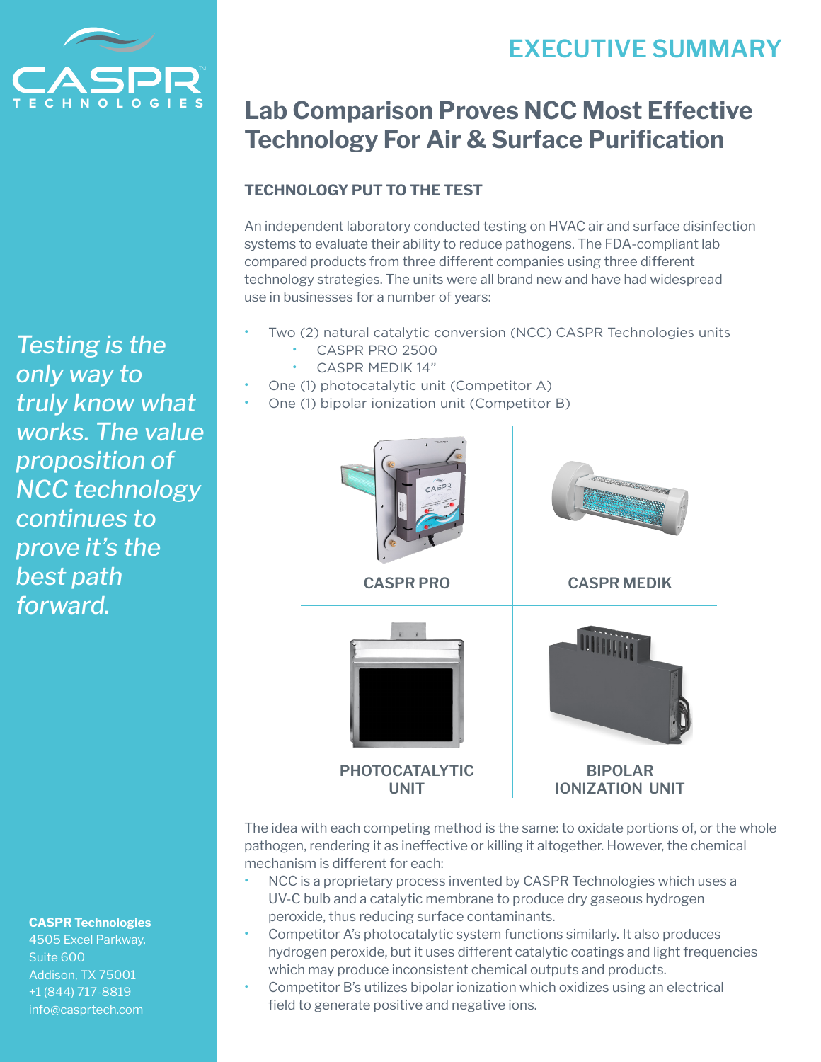CASPR TECHNOLOGIES

# EXECUTIVE SUMMARY

## Lab Comparison Proves NCC Most Effective Technology For Air & Surface Purification

### TECHNOLOGY PUT TO THE TEST

An independent laboratory conducted testing on HVAC air and surface disinfection systems to evaluate their ability to reduce pathogens. The FDA-compliant lab compared products from three different companies using three different technology strategies. The units were all brand new and have had widespread use in businesses for a number of years:

- Two (2) natural catalytic conversion (NCC) CASPR Technologies units
  - CASPR PRO 2500
  - CASPR MEDIK 14"
- One (1) photocatalytic unit (Competitor A)
- One (1) bipolar ionization unit (Competitor B)

CASPR PRO

CASPR MEDIK

PHOTOCATALYTIC UNIT

BIPOLAR IONIZATION UNIT

The idea with each competing method is the same: to oxidate portions of, or the whole pathogen, rendering it as ineffective or killing it altogether. However, the chemical mechanism is different for each:

- NCC is a proprietary process invented by CASPR Technologies which uses a UV-C bulb and a catalytic membrane to produce dry gaseous hydrogen peroxide, thus reducing surface contaminants.
- Competitor A's photocatalytic system functions similarly. It also produces hydrogen peroxide, but it uses different catalytic coatings and light frequencies which may produce inconsistent chemical outputs and products.
- Competitor B's utilizes bipolar ionization which oxidizes using an electrical field to generate positive and negative ions.

*Testing is the only way to truly know what works. The value proposition of NCC technology continues to prove it's the best path forward.*

**CASPR Technologies**
4505 Excel Parkway,
Suite 600
Addison, TX 75001
+1 (844) 717-8819
info@casprtech.com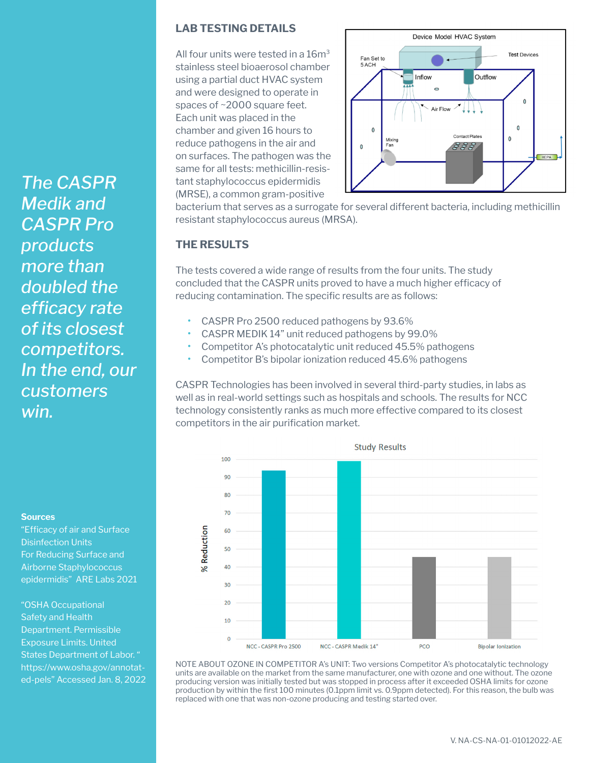*The CASPR Medik and CASPR Pro products more than doubled the efficacy rate of its closest competitors. In the end, our customers win.*

## LAB TESTING DETAILS

All four units were tested in a 16m$^3$ stainless steel bioaerosol chamber using a partial duct HVAC system and were designed to operate in spaces of ~2000 square feet. Each unit was placed in the chamber and given 16 hours to reduce pathogens in the air and on surfaces. The pathogen was the same for all tests: methicillin-resistant staphylococcus epidermidis (MRSE), a common gram-positive bacterium that serves as a surrogate for several different bacteria, including methicillin resistant staphylococcus aureus (MRSA).

Device Model HVAC System

Fan Set to 5 ACH

Test Devices

Inflow

Outflow

Air Flow

Contact Plates

Mixing Fan

HEPA

## THE RESULTS

The tests covered a wide range of results from the four units. The study concluded that the CASPR units proved to have a much higher efficacy of reducing contamination. The specific results are as follows:

- CASPR Pro 2500 reduced pathogens by 93.6%
- CASPR MEDIK 14" unit reduced pathogens by 99.0%
- Competitor A's photocatalytic unit reduced 45.5% pathogens
- Competitor B's bipolar ionization reduced 45.6% pathogens

CASPR Technologies has been involved in several third-party studies, in labs as well as in real-world settings such as hospitals and schools. The results for NCC technology consistently ranks as much more effective compared to its closest competitors in the air purification market.

Study Results

% Reduction

0, 10, 20, 30, 40, 50, 60, 70, 80, 90, 100

NCC - CASPR Pro 2500

NCC - CASPR Medik 14"

PCO

Bipolar Ionization

NOTE ABOUT OZONE IN COMPETITOR A's UNIT: Two versions Competitor A's photocatalytic technology units are available on the market from the same manufacturer, one with ozone and one without. The ozone producing version was initially tested but was stopped in process after it exceeded OSHA limits for ozone production by within the first 100 minutes (0.1ppm limit vs. 0.9ppm detected). For this reason, the bulb was replaced with one that was non-ozone producing and testing started over.

**Sources**

"Efficacy of air and Surface Disinfection Units For Reducing Surface and Airborne Staphylococcus epidermidis" ARE Labs 2021

"OSHA Occupational Safety and Health Department. Permissible Exposure Limits. United States Department of Labor. " https://www.osha.gov/annotated-pels" Accessed Jan. 8, 2022

V. NA-CS-NA-01-01012022-AE